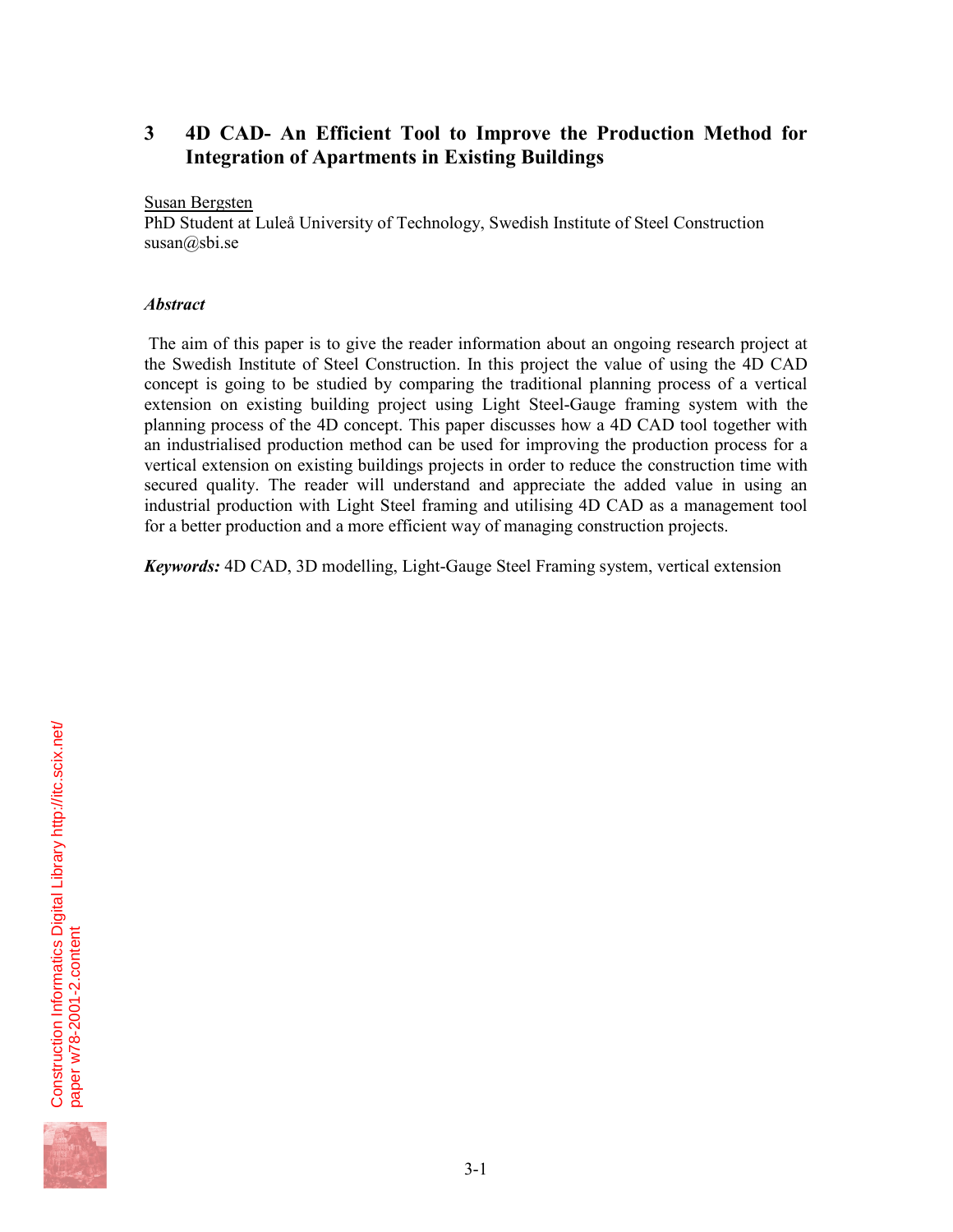# 3 4D CAD- An Efficient Tool to Improve the Production Method for Integration of Apartments in Existing Buildings

Susan Bergsten
PhD Student at Luleå University of Technology, Swedish Institute of Steel Construction
susan@sbi.se

***Abstract***

The aim of this paper is to give the reader information about an ongoing research project at the Swedish Institute of Steel Construction. In this project the value of using the 4D CAD concept is going to be studied by comparing the traditional planning process of a vertical extension on existing building project using Light Steel-Gauge framing system with the planning process of the 4D concept. This paper discusses how a 4D CAD tool together with an industrialised production method can be used for improving the production process for a vertical extension on existing buildings projects in order to reduce the construction time with secured quality. The reader will understand and appreciate the added value in using an industrial production with Light Steel framing and utilising 4D CAD as a management tool for a better production and a more efficient way of managing construction projects.

***Keywords:*** 4D CAD, 3D modelling, Light-Gauge Steel Framing system, vertical extension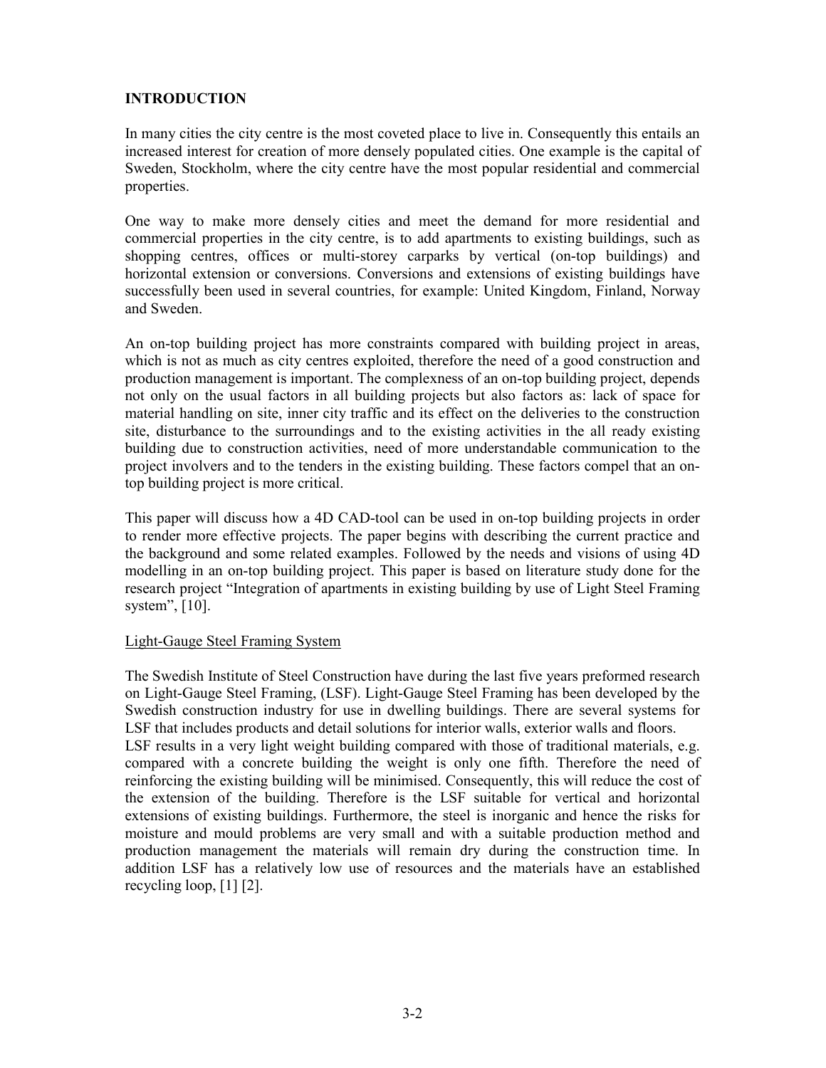## INTRODUCTION

In many cities the city centre is the most coveted place to live in. Consequently this entails an increased interest for creation of more densely populated cities. One example is the capital of Sweden, Stockholm, where the city centre have the most popular residential and commercial properties.

One way to make more densely cities and meet the demand for more residential and commercial properties in the city centre, is to add apartments to existing buildings, such as shopping centres, offices or multi-storey carparks by vertical (on-top buildings) and horizontal extension or conversions. Conversions and extensions of existing buildings have successfully been used in several countries, for example: United Kingdom, Finland, Norway and Sweden.

An on-top building project has more constraints compared with building project in areas, which is not as much as city centres exploited, therefore the need of a good construction and production management is important. The complexness of an on-top building project, depends not only on the usual factors in all building projects but also factors as: lack of space for material handling on site, inner city traffic and its effect on the deliveries to the construction site, disturbance to the surroundings and to the existing activities in the all ready existing building due to construction activities, need of more understandable communication to the project involvers and to the tenders in the existing building. These factors compel that an on-top building project is more critical.

This paper will discuss how a 4D CAD-tool can be used in on-top building projects in order to render more effective projects. The paper begins with describing the current practice and the background and some related examples. Followed by the needs and visions of using 4D modelling in an on-top building project. This paper is based on literature study done for the research project "Integration of apartments in existing building by use of Light Steel Framing system", [10].

### Light-Gauge Steel Framing System

The Swedish Institute of Steel Construction have during the last five years preformed research on Light-Gauge Steel Framing, (LSF). Light-Gauge Steel Framing has been developed by the Swedish construction industry for use in dwelling buildings. There are several systems for LSF that includes products and detail solutions for interior walls, exterior walls and floors.
LSF results in a very light weight building compared with those of traditional materials, e.g. compared with a concrete building the weight is only one fifth. Therefore the need of reinforcing the existing building will be minimised. Consequently, this will reduce the cost of the extension of the building. Therefore is the LSF suitable for vertical and horizontal extensions of existing buildings. Furthermore, the steel is inorganic and hence the risks for moisture and mould problems are very small and with a suitable production method and production management the materials will remain dry during the construction time. In addition LSF has a relatively low use of resources and the materials have an established recycling loop, [1] [2].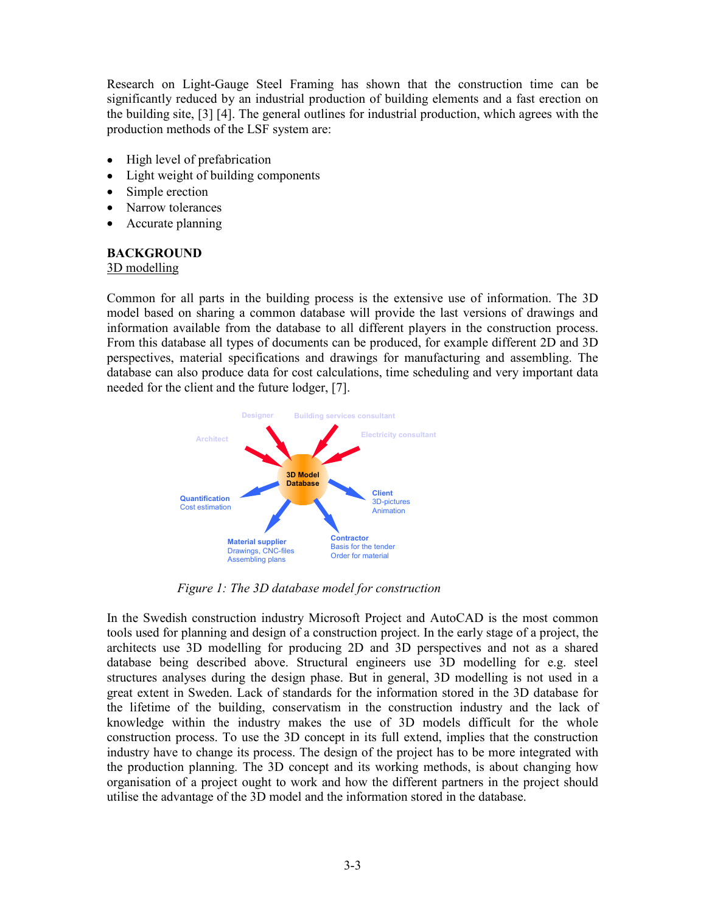Research on Light-Gauge Steel Framing has shown that the construction time can be significantly reduced by an industrial production of building elements and a fast erection on the building site, [3] [4]. The general outlines for industrial production, which agrees with the production methods of the LSF system are:

- High level of prefabrication
- Light weight of building components
- Simple erection
- Narrow tolerances
- Accurate planning

## BACKGROUND

### 3D modelling

Common for all parts in the building process is the extensive use of information. The 3D model based on sharing a common database will provide the last versions of drawings and information available from the database to all different players in the construction process. From this database all types of documents can be produced, for example different 2D and 3D perspectives, material specifications and drawings for manufacturing and assembling. The database can also produce data for cost calculations, time scheduling and very important data needed for the client and the future lodger, [7].

Designer | Building services consultant | Architect | Electricity consultant | 3D Model Database | Quantification Cost estimation | Client 3D-pictures Animation | Material supplier Drawings, CNC-files Assembling plans | Contractor Basis for the tender Order for material

*Figure 1: The 3D database model for construction*

In the Swedish construction industry Microsoft Project and AutoCAD is the most common tools used for planning and design of a construction project. In the early stage of a project, the architects use 3D modelling for producing 2D and 3D perspectives and not as a shared database being described above. Structural engineers use 3D modelling for e.g. steel structures analyses during the design phase. But in general, 3D modelling is not used in a great extent in Sweden. Lack of standards for the information stored in the 3D database for the lifetime of the building, conservatism in the construction industry and the lack of knowledge within the industry makes the use of 3D models difficult for the whole construction process. To use the 3D concept in its full extend, implies that the construction industry have to change its process. The design of the project has to be more integrated with the production planning. The 3D concept and its working methods, is about changing how organisation of a project ought to work and how the different partners in the project should utilise the advantage of the 3D model and the information stored in the database.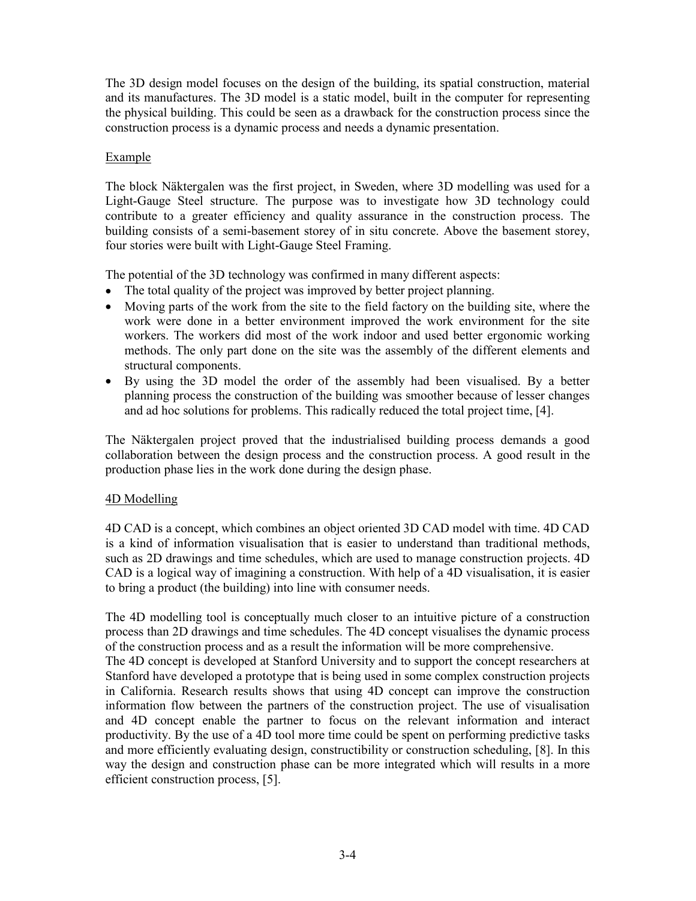The 3D design model focuses on the design of the building, its spatial construction, material and its manufactures. The 3D model is a static model, built in the computer for representing the physical building. This could be seen as a drawback for the construction process since the construction process is a dynamic process and needs a dynamic presentation.

Example

The block Näktergalen was the first project, in Sweden, where 3D modelling was used for a Light-Gauge Steel structure. The purpose was to investigate how 3D technology could contribute to a greater efficiency and quality assurance in the construction process. The building consists of a semi-basement storey of in situ concrete. Above the basement storey, four stories were built with Light-Gauge Steel Framing.

The potential of the 3D technology was confirmed in many different aspects:

- The total quality of the project was improved by better project planning.
- Moving parts of the work from the site to the field factory on the building site, where the work were done in a better environment improved the work environment for the site workers. The workers did most of the work indoor and used better ergonomic working methods. The only part done on the site was the assembly of the different elements and structural components.
- By using the 3D model the order of the assembly had been visualised. By a better planning process the construction of the building was smoother because of lesser changes and ad hoc solutions for problems. This radically reduced the total project time, [4].

The Näktergalen project proved that the industrialised building process demands a good collaboration between the design process and the construction process. A good result in the production phase lies in the work done during the design phase.

4D Modelling

4D CAD is a concept, which combines an object oriented 3D CAD model with time. 4D CAD is a kind of information visualisation that is easier to understand than traditional methods, such as 2D drawings and time schedules, which are used to manage construction projects. 4D CAD is a logical way of imagining a construction. With help of a 4D visualisation, it is easier to bring a product (the building) into line with consumer needs.

The 4D modelling tool is conceptually much closer to an intuitive picture of a construction process than 2D drawings and time schedules. The 4D concept visualises the dynamic process of the construction process and as a result the information will be more comprehensive.
The 4D concept is developed at Stanford University and to support the concept researchers at Stanford have developed a prototype that is being used in some complex construction projects in California. Research results shows that using 4D concept can improve the construction information flow between the partners of the construction project. The use of visualisation and 4D concept enable the partner to focus on the relevant information and interact productivity. By the use of a 4D tool more time could be spent on performing predictive tasks and more efficiently evaluating design, constructibility or construction scheduling, [8]. In this way the design and construction phase can be more integrated which will results in a more efficient construction process, [5].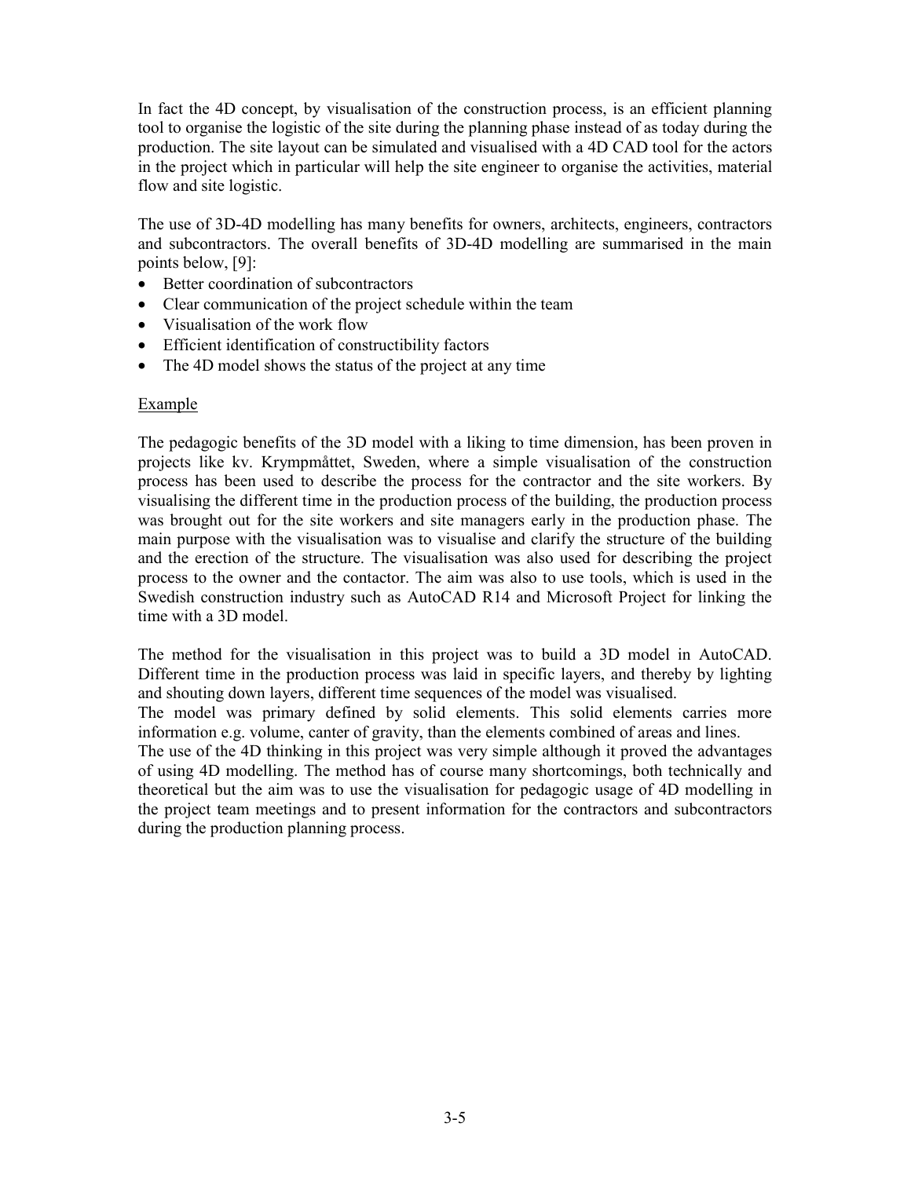In fact the 4D concept, by visualisation of the construction process, is an efficient planning tool to organise the logistic of the site during the planning phase instead of as today during the production. The site layout can be simulated and visualised with a 4D CAD tool for the actors in the project which in particular will help the site engineer to organise the activities, material flow and site logistic.

The use of 3D-4D modelling has many benefits for owners, architects, engineers, contractors and subcontractors. The overall benefits of 3D-4D modelling are summarised in the main points below, [9]:

- Better coordination of subcontractors
- Clear communication of the project schedule within the team
- Visualisation of the work flow
- Efficient identification of constructibility factors
- The 4D model shows the status of the project at any time

<u>Example</u>

The pedagogic benefits of the 3D model with a liking to time dimension, has been proven in projects like kv. Krympmåttet, Sweden, where a simple visualisation of the construction process has been used to describe the process for the contractor and the site workers. By visualising the different time in the production process of the building, the production process was brought out for the site workers and site managers early in the production phase. The main purpose with the visualisation was to visualise and clarify the structure of the building and the erection of the structure. The visualisation was also used for describing the project process to the owner and the contactor. The aim was also to use tools, which is used in the Swedish construction industry such as AutoCAD R14 and Microsoft Project for linking the time with a 3D model.

The method for the visualisation in this project was to build a 3D model in AutoCAD. Different time in the production process was laid in specific layers, and thereby by lighting and shouting down layers, different time sequences of the model was visualised.
The model was primary defined by solid elements. This solid elements carries more information e.g. volume, canter of gravity, than the elements combined of areas and lines.
The use of the 4D thinking in this project was very simple although it proved the advantages of using 4D modelling. The method has of course many shortcomings, both technically and theoretical but the aim was to use the visualisation for pedagogic usage of 4D modelling in the project team meetings and to present information for the contractors and subcontractors during the production planning process.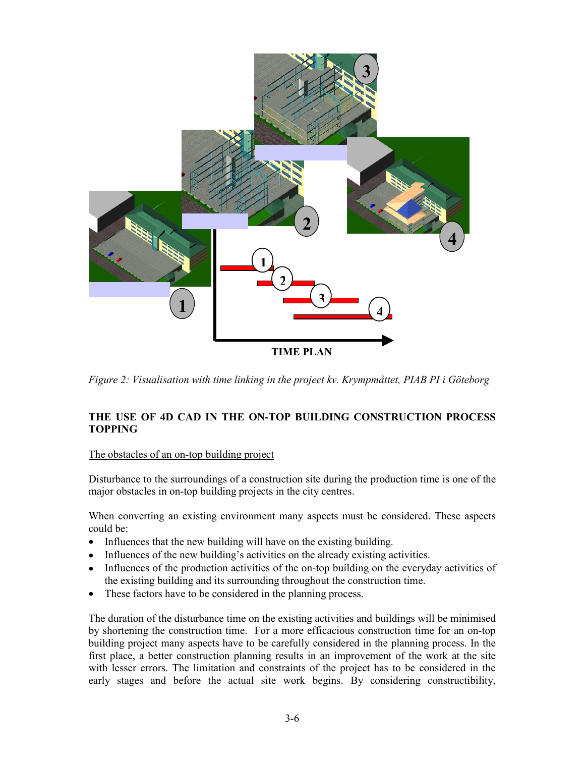*Figure 2: Visualisation with time linking in the project kv. Krympmåttet, PIAB PI i Göteborg*

## THE USE OF 4D CAD IN THE ON-TOP BUILDING CONSTRUCTION PROCESS TOPPING

### The obstacles of an on-top building project

Disturbance to the surroundings of a construction site during the production time is one of the major obstacles in on-top building projects in the city centres.

When converting an existing environment many aspects must be considered. These aspects could be:

- Influences that the new building will have on the existing building.
- Influences of the new building's activities on the already existing activities.
- Influences of the production activities of the on-top building on the everyday activities of the existing building and its surrounding throughout the construction time.
- These factors have to be considered in the planning process.

The duration of the disturbance time on the existing activities and buildings will be minimised by shortening the construction time. For a more efficacious construction time for an on-top building project many aspects have to be carefully considered in the planning process. In the first place, a better construction planning results in an improvement of the work at the site with lesser errors. The limitation and constraints of the project has to be considered in the early stages and before the actual site work begins. By considering constructibility,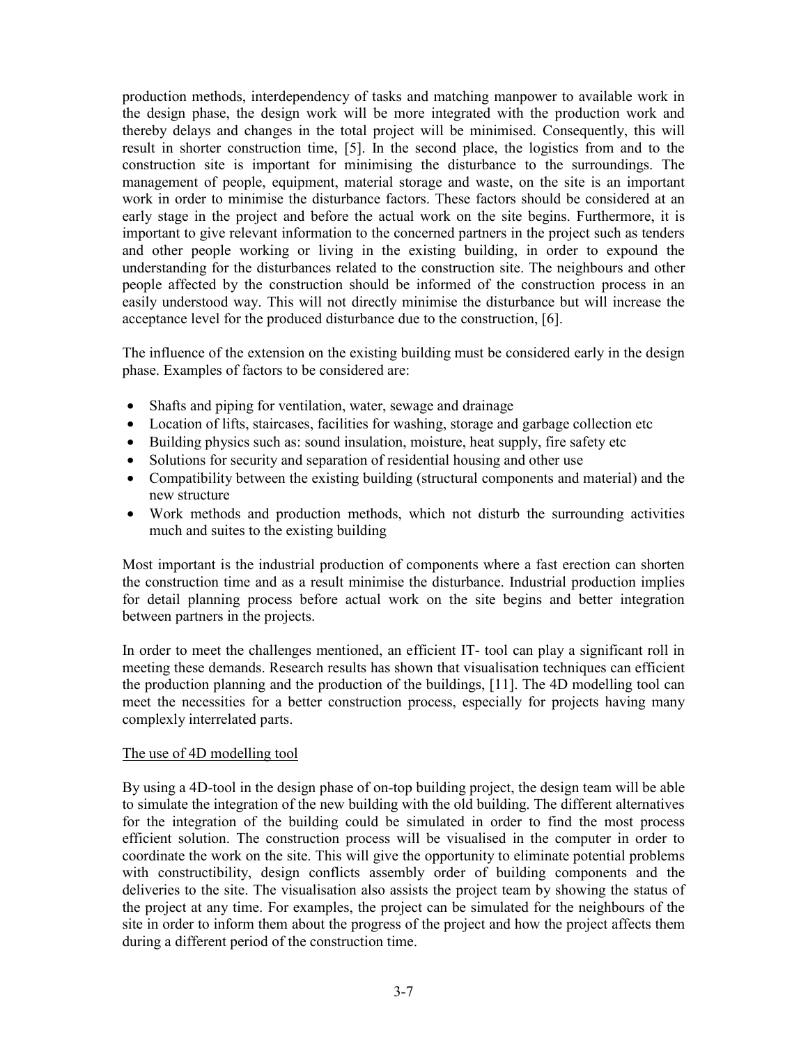production methods, interdependency of tasks and matching manpower to available work in the design phase, the design work will be more integrated with the production work and thereby delays and changes in the total project will be minimised. Consequently, this will result in shorter construction time, [5]. In the second place, the logistics from and to the construction site is important for minimising the disturbance to the surroundings. The management of people, equipment, material storage and waste, on the site is an important work in order to minimise the disturbance factors. These factors should be considered at an early stage in the project and before the actual work on the site begins. Furthermore, it is important to give relevant information to the concerned partners in the project such as tenders and other people working or living in the existing building, in order to expound the understanding for the disturbances related to the construction site. The neighbours and other people affected by the construction should be informed of the construction process in an easily understood way. This will not directly minimise the disturbance but will increase the acceptance level for the produced disturbance due to the construction, [6].

The influence of the extension on the existing building must be considered early in the design phase. Examples of factors to be considered are:

- Shafts and piping for ventilation, water, sewage and drainage
- Location of lifts, staircases, facilities for washing, storage and garbage collection etc
- Building physics such as: sound insulation, moisture, heat supply, fire safety etc
- Solutions for security and separation of residential housing and other use
- Compatibility between the existing building (structural components and material) and the new structure
- Work methods and production methods, which not disturb the surrounding activities much and suites to the existing building

Most important is the industrial production of components where a fast erection can shorten the construction time and as a result minimise the disturbance. Industrial production implies for detail planning process before actual work on the site begins and better integration between partners in the projects.

In order to meet the challenges mentioned, an efficient IT- tool can play a significant roll in meeting these demands. Research results has shown that visualisation techniques can efficient the production planning and the production of the buildings, [11]. The 4D modelling tool can meet the necessities for a better construction process, especially for projects having many complexly interrelated parts.

The use of 4D modelling tool

By using a 4D-tool in the design phase of on-top building project, the design team will be able to simulate the integration of the new building with the old building. The different alternatives for the integration of the building could be simulated in order to find the most process efficient solution. The construction process will be visualised in the computer in order to coordinate the work on the site. This will give the opportunity to eliminate potential problems with constructibility, design conflicts assembly order of building components and the deliveries to the site. The visualisation also assists the project team by showing the status of the project at any time. For examples, the project can be simulated for the neighbours of the site in order to inform them about the progress of the project and how the project affects them during a different period of the construction time.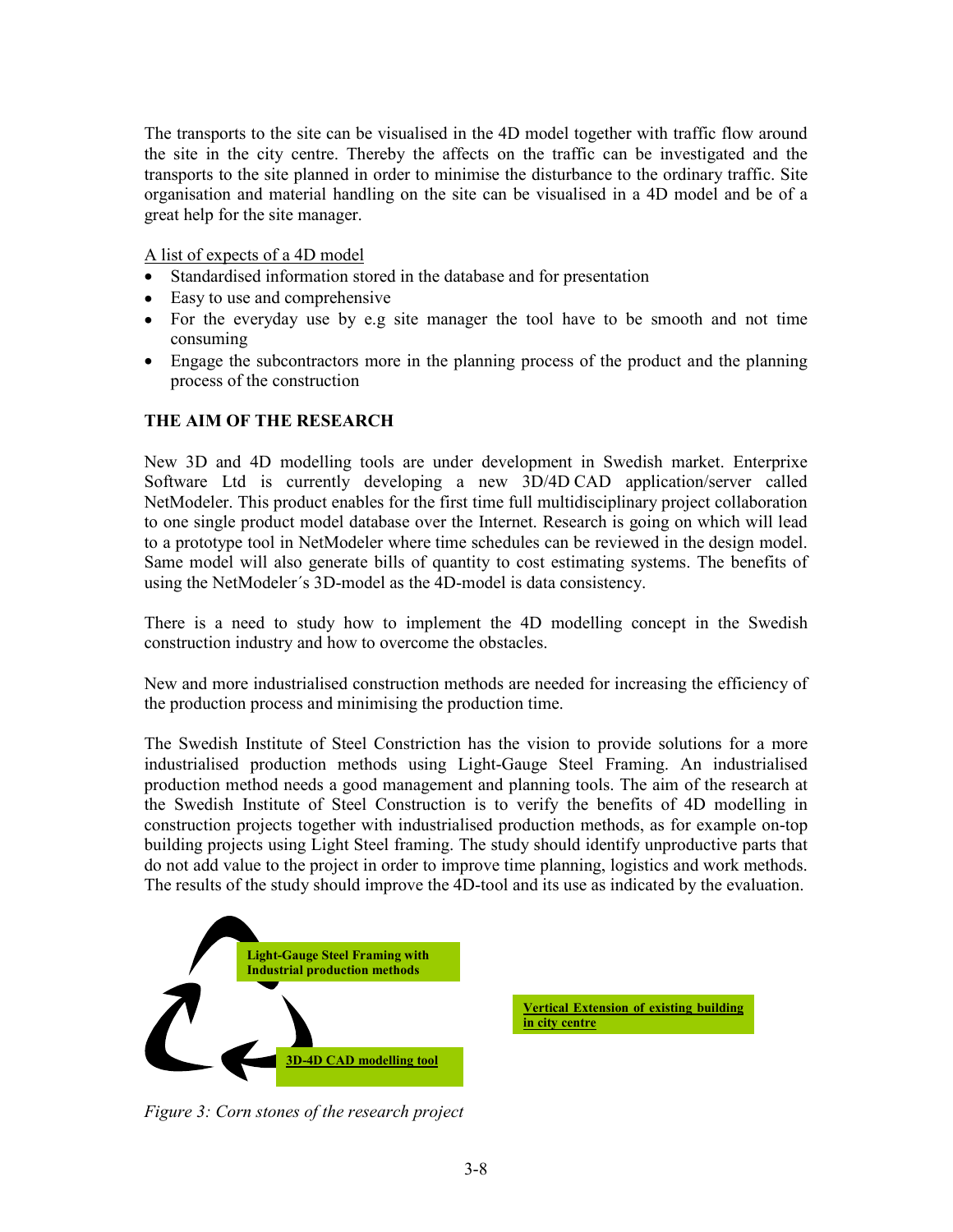The transports to the site can be visualised in the 4D model together with traffic flow around the site in the city centre. Thereby the affects on the traffic can be investigated and the transports to the site planned in order to minimise the disturbance to the ordinary traffic. Site organisation and material handling on the site can be visualised in a 4D model and be of a great help for the site manager.

A list of expects of a 4D model

- Standardised information stored in the database and for presentation
- Easy to use and comprehensive
- For the everyday use by e.g site manager the tool have to be smooth and not time consuming
- Engage the subcontractors more in the planning process of the product and the planning process of the construction

## THE AIM OF THE RESEARCH

New 3D and 4D modelling tools are under development in Swedish market. Enterprixe Software Ltd is currently developing a new 3D/4D CAD application/server called NetModeler. This product enables for the first time full multidisciplinary project collaboration to one single product model database over the Internet. Research is going on which will lead to a prototype tool in NetModeler where time schedules can be reviewed in the design model. Same model will also generate bills of quantity to cost estimating systems. The benefits of using the NetModeler´s 3D-model as the 4D-model is data consistency.

There is a need to study how to implement the 4D modelling concept in the Swedish construction industry and how to overcome the obstacles.

New and more industrialised construction methods are needed for increasing the efficiency of the production process and minimising the production time.

The Swedish Institute of Steel Constriction has the vision to provide solutions for a more industrialised production methods using Light-Gauge Steel Framing. An industrialised production method needs a good management and planning tools. The aim of the research at the Swedish Institute of Steel Construction is to verify the benefits of 4D modelling in construction projects together with industrialised production methods, as for example on-top building projects using Light Steel framing. The study should identify unproductive parts that do not add value to the project in order to improve time planning, logistics and work methods. The results of the study should improve the 4D-tool and its use as indicated by the evaluation.

**Light-Gauge Steel Framing with Industrial production methods**

**3D-4D CAD modelling tool**

**Vertical Extension of existing building in city centre**

*Figure 3: Corn stones of the research project*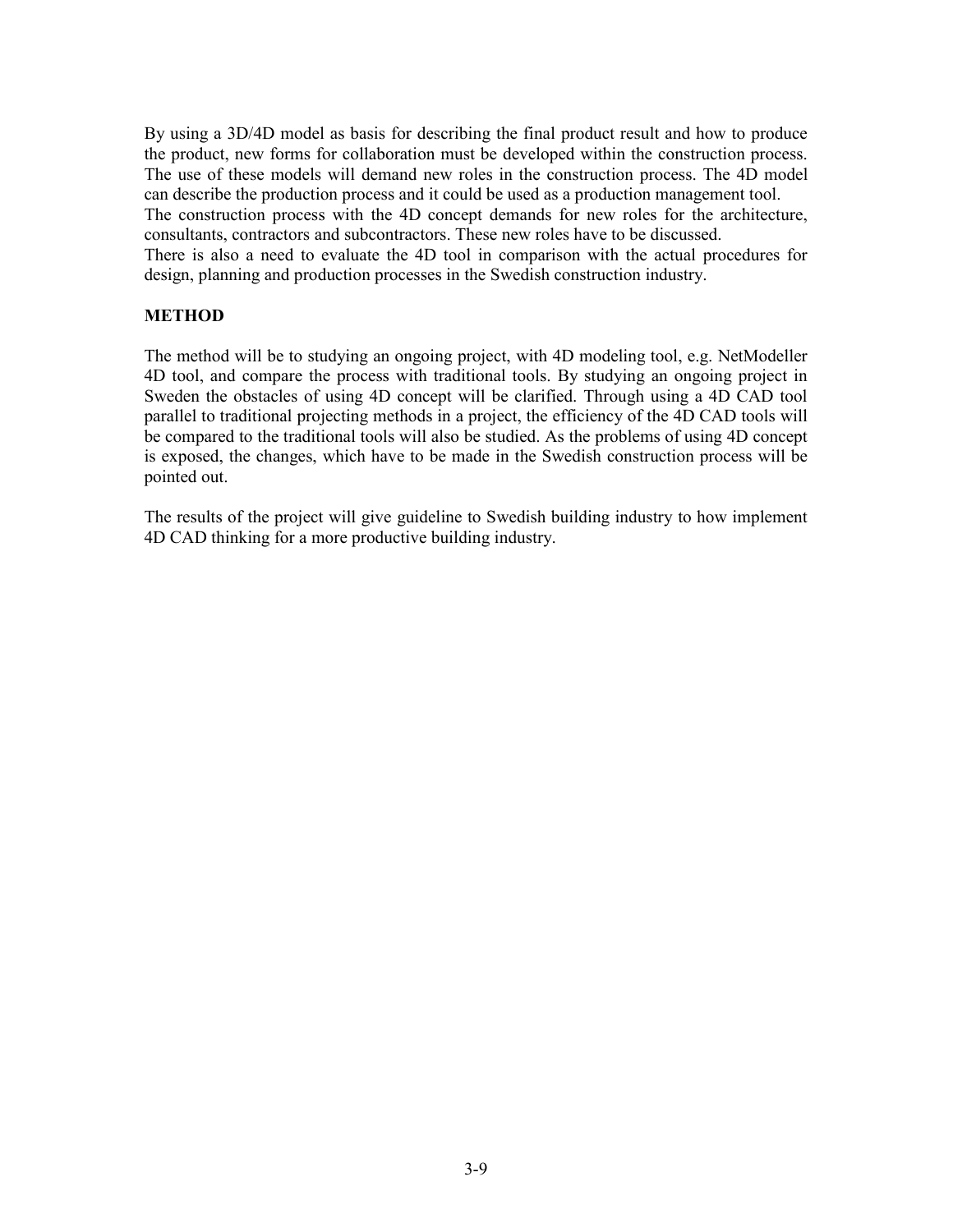By using a 3D/4D model as basis for describing the final product result and how to produce the product, new forms for collaboration must be developed within the construction process. The use of these models will demand new roles in the construction process. The 4D model can describe the production process and it could be used as a production management tool.
The construction process with the 4D concept demands for new roles for the architecture, consultants, contractors and subcontractors. These new roles have to be discussed.
There is also a need to evaluate the 4D tool in comparison with the actual procedures for design, planning and production processes in the Swedish construction industry.

**METHOD**

The method will be to studying an ongoing project, with 4D modeling tool, e.g. NetModeller 4D tool, and compare the process with traditional tools. By studying an ongoing project in Sweden the obstacles of using 4D concept will be clarified. Through using a 4D CAD tool parallel to traditional projecting methods in a project, the efficiency of the 4D CAD tools will be compared to the traditional tools will also be studied. As the problems of using 4D concept is exposed, the changes, which have to be made in the Swedish construction process will be pointed out.

The results of the project will give guideline to Swedish building industry to how implement 4D CAD thinking for a more productive building industry.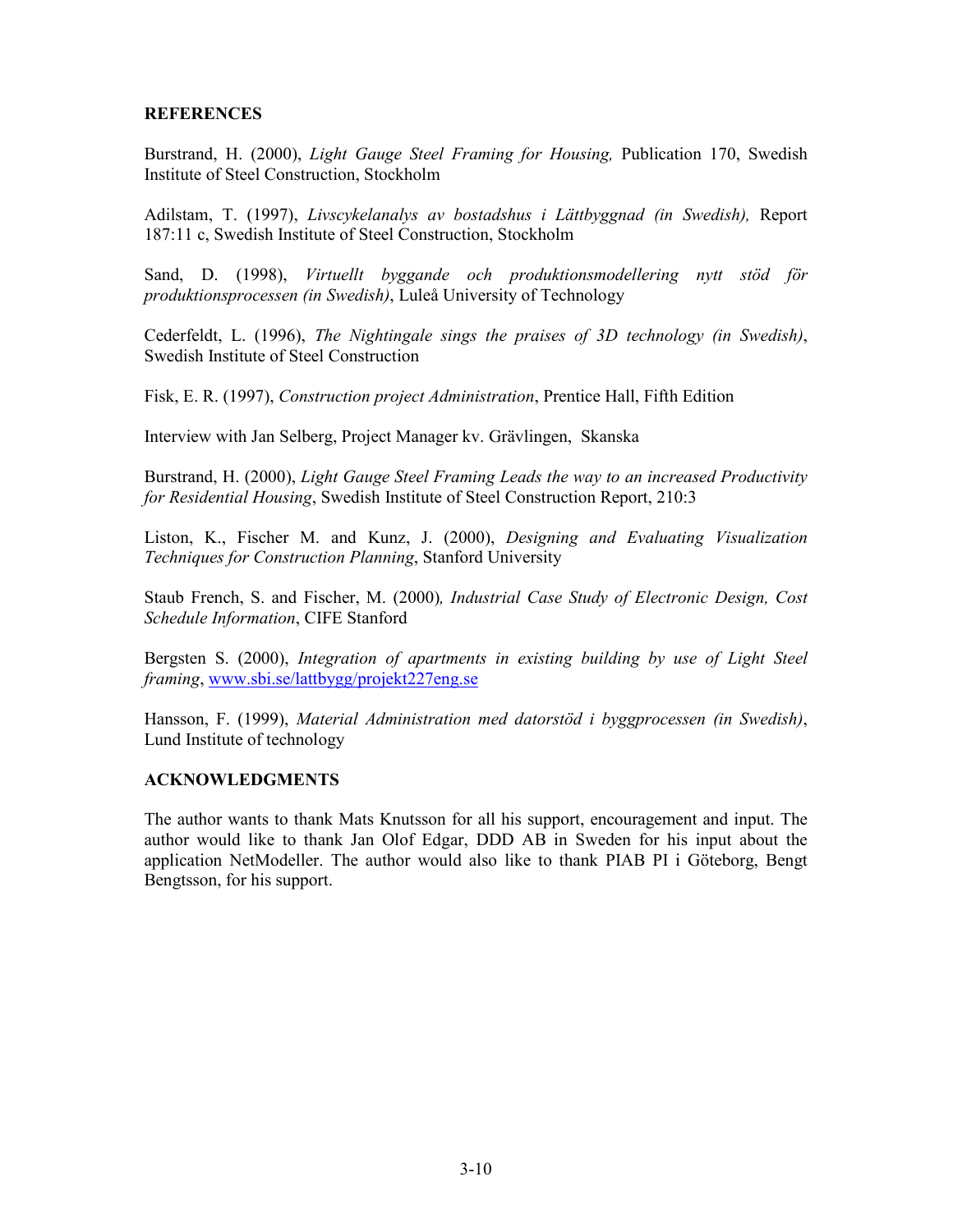## REFERENCES

Burstrand, H. (2000), *Light Gauge Steel Framing for Housing,* Publication 170, Swedish Institute of Steel Construction, Stockholm

Adilstam, T. (1997), *Livscykelanalys av bostadshus i Lättbyggnad (in Swedish),* Report 187:11 c, Swedish Institute of Steel Construction, Stockholm

Sand, D. (1998), *Virtuellt byggande och produktionsmodellering nytt stöd för produktionsprocessen (in Swedish)*, Luleå University of Technology

Cederfeldt, L. (1996), *The Nightingale sings the praises of 3D technology (in Swedish)*, Swedish Institute of Steel Construction

Fisk, E. R. (1997), *Construction project Administration*, Prentice Hall, Fifth Edition

Interview with Jan Selberg, Project Manager kv. Grävlingen, Skanska

Burstrand, H. (2000), *Light Gauge Steel Framing Leads the way to an increased Productivity for Residential Housing*, Swedish Institute of Steel Construction Report, 210:3

Liston, K., Fischer M. and Kunz, J. (2000), *Designing and Evaluating Visualization Techniques for Construction Planning*, Stanford University

Staub French, S. and Fischer, M. (2000)*, Industrial Case Study of Electronic Design, Cost Schedule Information*, CIFE Stanford

Bergsten S. (2000), *Integration of apartments in existing building by use of Light Steel framing*, www.sbi.se/lattbygg/projekt227eng.se

Hansson, F. (1999), *Material Administration med datorstöd i byggprocessen (in Swedish)*, Lund Institute of technology

## ACKNOWLEDGMENTS

The author wants to thank Mats Knutsson for all his support, encouragement and input. The author would like to thank Jan Olof Edgar, DDD AB in Sweden for his input about the application NetModeller. The author would also like to thank PIAB PI i Göteborg, Bengt Bengtsson, for his support.